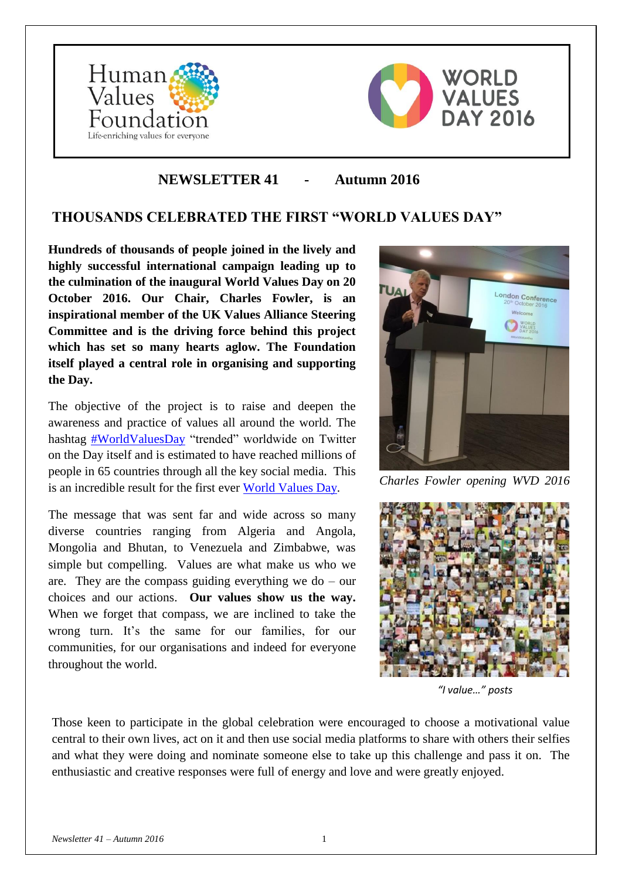Human Values Foundation

Life-enriching values for everyone

WORLD VALUES DAY 2016

## NEWSLETTER 41 - Autumn 2016

# THOUSANDS CELEBRATED THE FIRST "WORLD VALUES DAY"

**Hundreds of thousands of people joined in the lively and highly successful international campaign leading up to the culmination of the inaugural World Values Day on 20 October 2016. Our Chair, Charles Fowler, is an inspirational member of the UK Values Alliance Steering Committee and is the driving force behind this project which has set so many hearts aglow. The Foundation itself played a central role in organising and supporting the Day.**

The objective of the project is to raise and deepen the awareness and practice of values all around the world. The hashtag #WorldValuesDay "trended" worldwide on Twitter on the Day itself and is estimated to have reached millions of people in 65 countries through all the key social media. This is an incredible result for the first ever World Values Day.

*Charles Fowler opening WVD 2016*

The message that was sent far and wide across so many diverse countries ranging from Algeria and Angola, Mongolia and Bhutan, to Venezuela and Zimbabwe, was simple but compelling. Values are what make us who we are. They are the compass guiding everything we do – our choices and our actions. **Our values show us the way.** When we forget that compass, we are inclined to take the wrong turn. It's the same for our families, for our communities, for our organisations and indeed for everyone throughout the world.

*"I value..." posts*

Those keen to participate in the global celebration were encouraged to choose a motivational value central to their own lives, act on it and then use social media platforms to share with others their selfies and what they were doing and nominate someone else to take up this challenge and pass it on. The enthusiastic and creative responses were full of energy and love and were greatly enjoyed.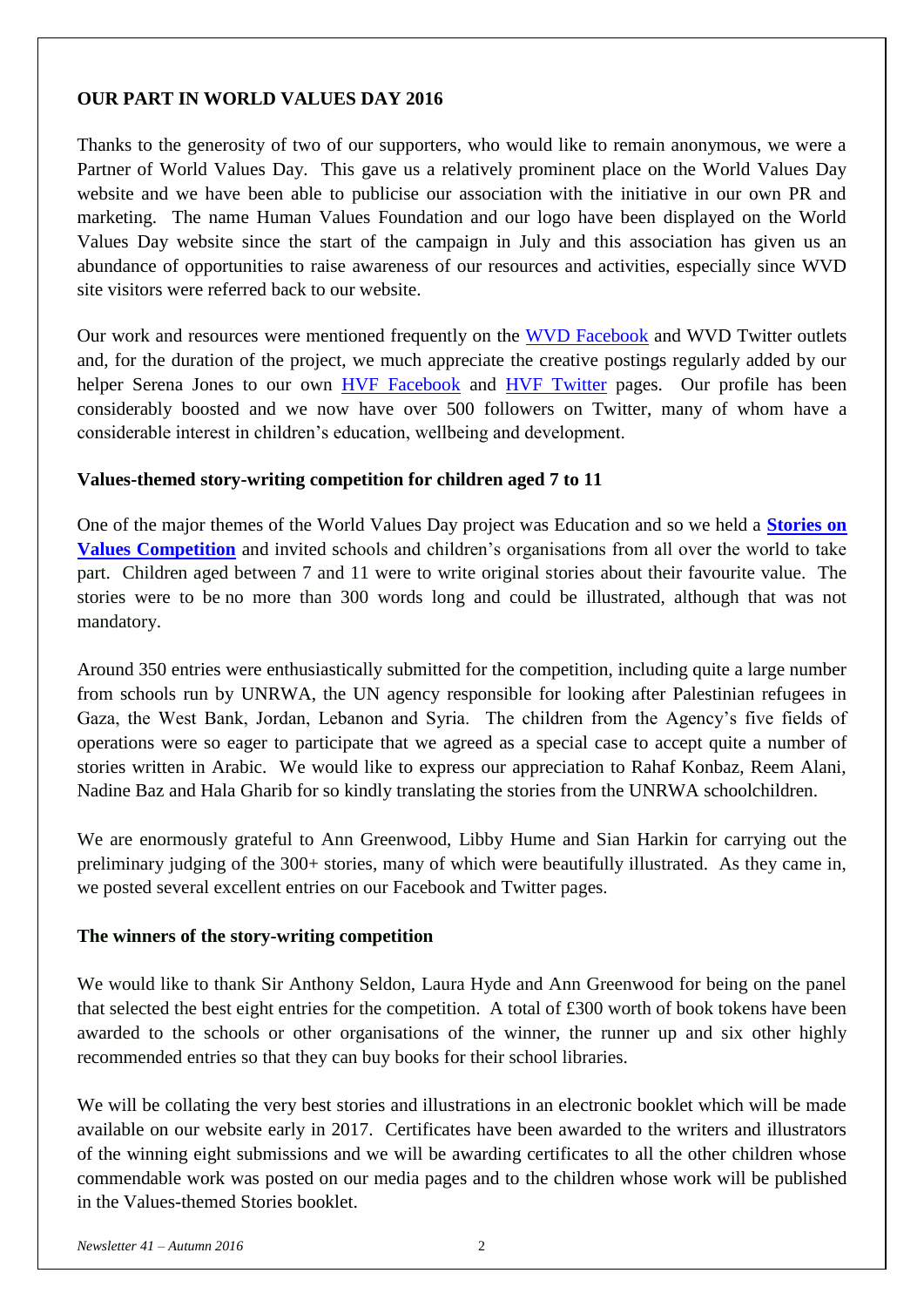## OUR PART IN WORLD VALUES DAY 2016

Thanks to the generosity of two of our supporters, who would like to remain anonymous, we were a Partner of World Values Day. This gave us a relatively prominent place on the World Values Day website and we have been able to publicise our association with the initiative in our own PR and marketing. The name Human Values Foundation and our logo have been displayed on the World Values Day website since the start of the campaign in July and this association has given us an abundance of opportunities to raise awareness of our resources and activities, especially since WVD site visitors were referred back to our website.

Our work and resources were mentioned frequently on the WVD Facebook and WVD Twitter outlets and, for the duration of the project, we much appreciate the creative postings regularly added by our helper Serena Jones to our own HVF Facebook and HVF Twitter pages. Our profile has been considerably boosted and we now have over 500 followers on Twitter, many of whom have a considerable interest in children's education, wellbeing and development.

### Values-themed story-writing competition for children aged 7 to 11

One of the major themes of the World Values Day project was Education and so we held a **Stories on Values Competition** and invited schools and children's organisations from all over the world to take part. Children aged between 7 and 11 were to write original stories about their favourite value. The stories were to be no more than 300 words long and could be illustrated, although that was not mandatory.

Around 350 entries were enthusiastically submitted for the competition, including quite a large number from schools run by UNRWA, the UN agency responsible for looking after Palestinian refugees in Gaza, the West Bank, Jordan, Lebanon and Syria. The children from the Agency's five fields of operations were so eager to participate that we agreed as a special case to accept quite a number of stories written in Arabic. We would like to express our appreciation to Rahaf Konbaz, Reem Alani, Nadine Baz and Hala Gharib for so kindly translating the stories from the UNRWA schoolchildren.

We are enormously grateful to Ann Greenwood, Libby Hume and Sian Harkin for carrying out the preliminary judging of the 300+ stories, many of which were beautifully illustrated. As they came in, we posted several excellent entries on our Facebook and Twitter pages.

### The winners of the story-writing competition

We would like to thank Sir Anthony Seldon, Laura Hyde and Ann Greenwood for being on the panel that selected the best eight entries for the competition. A total of £300 worth of book tokens have been awarded to the schools or other organisations of the winner, the runner up and six other highly recommended entries so that they can buy books for their school libraries.

We will be collating the very best stories and illustrations in an electronic booklet which will be made available on our website early in 2017. Certificates have been awarded to the writers and illustrators of the winning eight submissions and we will be awarding certificates to all the other children whose commendable work was posted on our media pages and to the children whose work will be published in the Values-themed Stories booklet.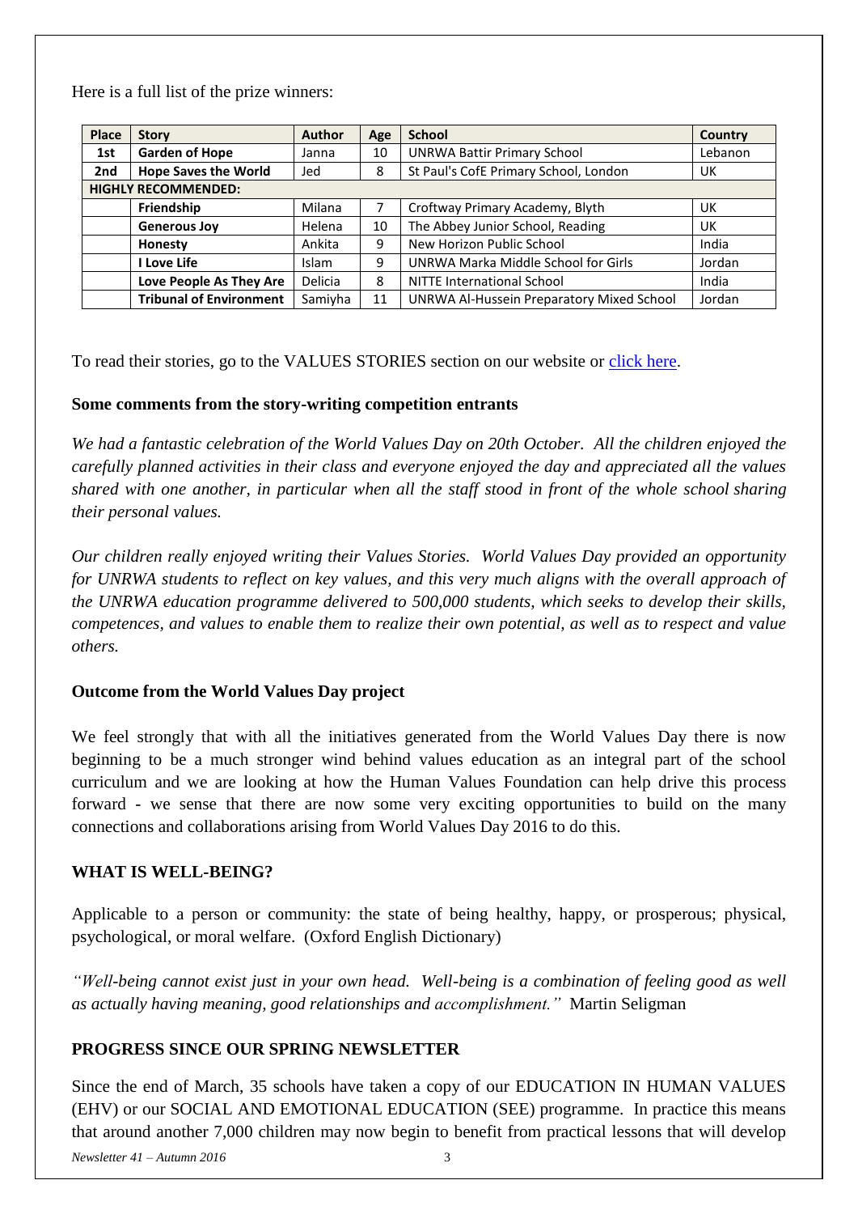Here is a full list of the prize winners:

| Place | Story | Author | Age | School | Country |
|---|---|---|---|---|---|
| **1st** | **Garden of Hope** | Janna | 10 | UNRWA Battir Primary School | Lebanon |
| **2nd** | **Hope Saves the World** | Jed | 8 | St Paul's CofE Primary School, London | UK |
| **HIGHLY RECOMMENDED:** | | | | | |
| | **Friendship** | Milana | 7 | Croftway Primary Academy, Blyth | UK |
| | **Generous Joy** | Helena | 10 | The Abbey Junior School, Reading | UK |
| | **Honesty** | Ankita | 9 | New Horizon Public School | India |
| | **I Love Life** | Islam | 9 | UNRWA Marka Middle School for Girls | Jordan |
| | **Love People As They Are** | Delicia | 8 | NITTE International School | India |
| | **Tribunal of Environment** | Samiyha | 11 | UNRWA Al-Hussein Preparatory Mixed School | Jordan |

To read their stories, go to the VALUES STORIES section on our website or click here.

### Some comments from the story-writing competition entrants

*We had a fantastic celebration of the World Values Day on 20th October. All the children enjoyed the carefully planned activities in their class and everyone enjoyed the day and appreciated all the values shared with one another, in particular when all the staff stood in front of the whole school sharing their personal values.*

*Our children really enjoyed writing their Values Stories. World Values Day provided an opportunity for UNRWA students to reflect on key values, and this very much aligns with the overall approach of the UNRWA education programme delivered to 500,000 students, which seeks to develop their skills, competences, and values to enable them to realize their own potential, as well as to respect and value others.*

### Outcome from the World Values Day project

We feel strongly that with all the initiatives generated from the World Values Day there is now beginning to be a much stronger wind behind values education as an integral part of the school curriculum and we are looking at how the Human Values Foundation can help drive this process forward - we sense that there are now some very exciting opportunities to build on the many connections and collaborations arising from World Values Day 2016 to do this.

## WHAT IS WELL-BEING?

Applicable to a person or community: the state of being healthy, happy, or prosperous; physical, psychological, or moral welfare. (Oxford English Dictionary)

*"Well-being cannot exist just in your own head. Well-being is a combination of feeling good as well as actually having meaning, good relationships and accomplishment."* Martin Seligman

## PROGRESS SINCE OUR SPRING NEWSLETTER

Since the end of March, 35 schools have taken a copy of our EDUCATION IN HUMAN VALUES (EHV) or our SOCIAL AND EMOTIONAL EDUCATION (SEE) programme. In practice this means that around another 7,000 children may now begin to benefit from practical lessons that will develop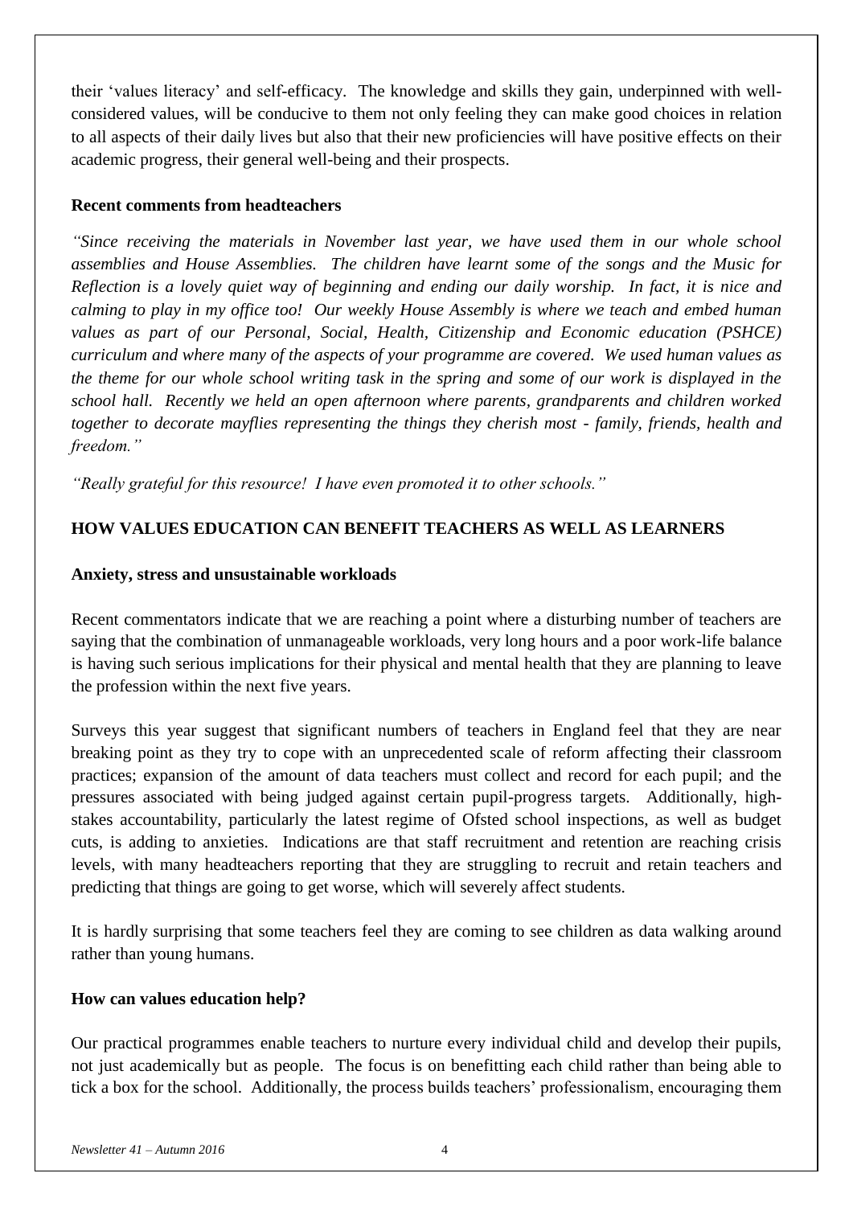their 'values literacy' and self-efficacy. The knowledge and skills they gain, underpinned with well-considered values, will be conducive to them not only feeling they can make good choices in relation to all aspects of their daily lives but also that their new proficiencies will have positive effects on their academic progress, their general well-being and their prospects.

**Recent comments from headteachers**

*"Since receiving the materials in November last year, we have used them in our whole school assemblies and House Assemblies. The children have learnt some of the songs and the Music for Reflection is a lovely quiet way of beginning and ending our daily worship. In fact, it is nice and calming to play in my office too! Our weekly House Assembly is where we teach and embed human values as part of our Personal, Social, Health, Citizenship and Economic education (PSHCE) curriculum and where many of the aspects of your programme are covered. We used human values as the theme for our whole school writing task in the spring and some of our work is displayed in the school hall. Recently we held an open afternoon where parents, grandparents and children worked together to decorate mayflies representing the things they cherish most - family, friends, health and freedom."*

*"Really grateful for this resource! I have even promoted it to other schools."*

## HOW VALUES EDUCATION CAN BENEFIT TEACHERS AS WELL AS LEARNERS

**Anxiety, stress and unsustainable workloads**

Recent commentators indicate that we are reaching a point where a disturbing number of teachers are saying that the combination of unmanageable workloads, very long hours and a poor work-life balance is having such serious implications for their physical and mental health that they are planning to leave the profession within the next five years.

Surveys this year suggest that significant numbers of teachers in England feel that they are near breaking point as they try to cope with an unprecedented scale of reform affecting their classroom practices; expansion of the amount of data teachers must collect and record for each pupil; and the pressures associated with being judged against certain pupil-progress targets. Additionally, high-stakes accountability, particularly the latest regime of Ofsted school inspections, as well as budget cuts, is adding to anxieties. Indications are that staff recruitment and retention are reaching crisis levels, with many headteachers reporting that they are struggling to recruit and retain teachers and predicting that things are going to get worse, which will severely affect students.

It is hardly surprising that some teachers feel they are coming to see children as data walking around rather than young humans.

**How can values education help?**

Our practical programmes enable teachers to nurture every individual child and develop their pupils, not just academically but as people. The focus is on benefitting each child rather than being able to tick a box for the school. Additionally, the process builds teachers' professionalism, encouraging them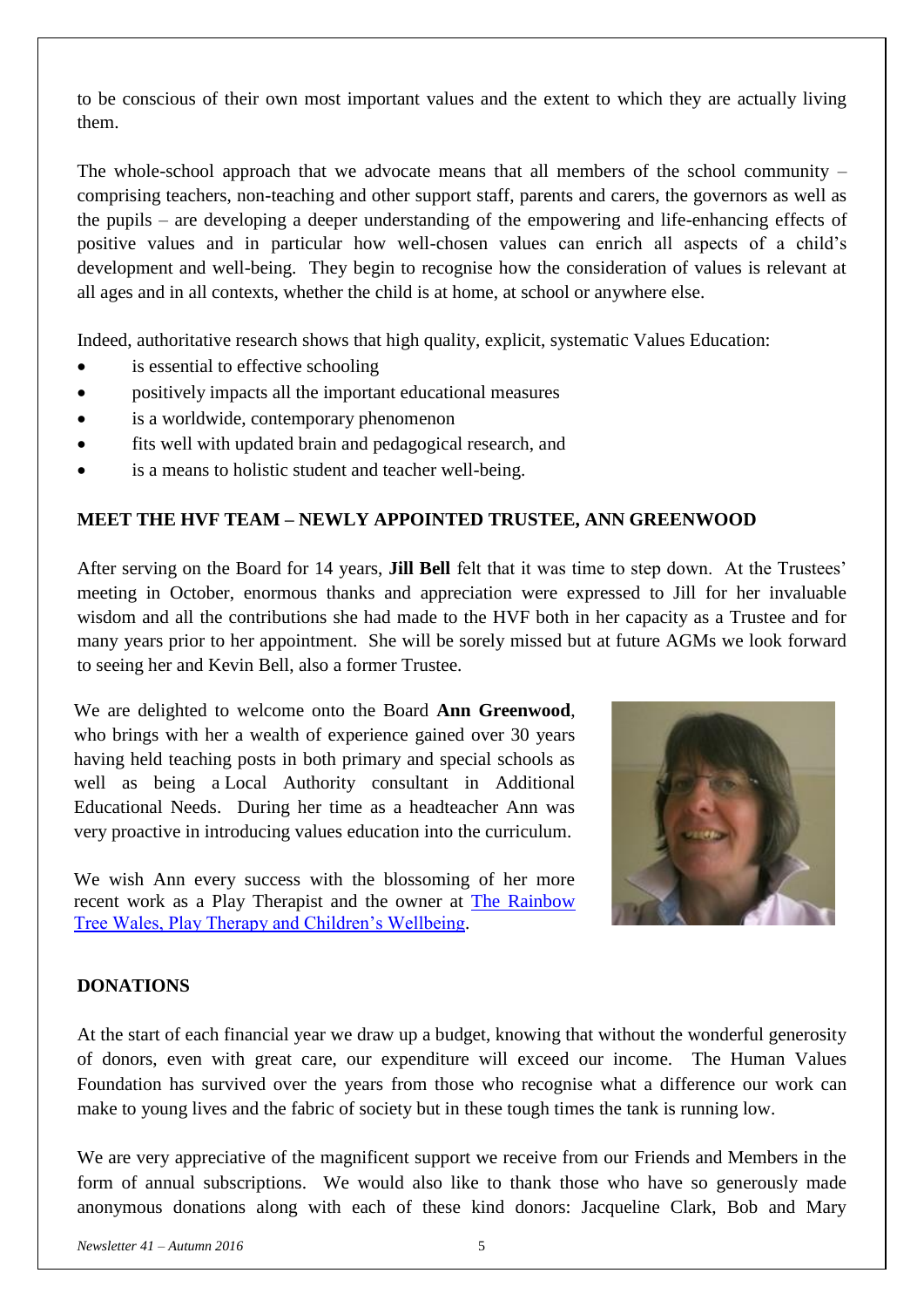to be conscious of their own most important values and the extent to which they are actually living them.

The whole-school approach that we advocate means that all members of the school community – comprising teachers, non-teaching and other support staff, parents and carers, the governors as well as the pupils – are developing a deeper understanding of the empowering and life-enhancing effects of positive values and in particular how well-chosen values can enrich all aspects of a child's development and well-being. They begin to recognise how the consideration of values is relevant at all ages and in all contexts, whether the child is at home, at school or anywhere else.

Indeed, authoritative research shows that high quality, explicit, systematic Values Education:

- is essential to effective schooling
- positively impacts all the important educational measures
- is a worldwide, contemporary phenomenon
- fits well with updated brain and pedagogical research, and
- is a means to holistic student and teacher well-being.

**MEET THE HVF TEAM – NEWLY APPOINTED TRUSTEE, ANN GREENWOOD**

After serving on the Board for 14 years, **Jill Bell** felt that it was time to step down. At the Trustees' meeting in October, enormous thanks and appreciation were expressed to Jill for her invaluable wisdom and all the contributions she had made to the HVF both in her capacity as a Trustee and for many years prior to her appointment. She will be sorely missed but at future AGMs we look forward to seeing her and Kevin Bell, also a former Trustee.

We are delighted to welcome onto the Board **Ann Greenwood**, who brings with her a wealth of experience gained over 30 years having held teaching posts in both primary and special schools as well as being a Local Authority consultant in Additional Educational Needs. During her time as a headteacher Ann was very proactive in introducing values education into the curriculum.

We wish Ann every success with the blossoming of her more recent work as a Play Therapist and the owner at The Rainbow Tree Wales, Play Therapy and Children's Wellbeing.

**DONATIONS**

At the start of each financial year we draw up a budget, knowing that without the wonderful generosity of donors, even with great care, our expenditure will exceed our income. The Human Values Foundation has survived over the years from those who recognise what a difference our work can make to young lives and the fabric of society but in these tough times the tank is running low.

We are very appreciative of the magnificent support we receive from our Friends and Members in the form of annual subscriptions. We would also like to thank those who have so generously made anonymous donations along with each of these kind donors: Jacqueline Clark, Bob and Mary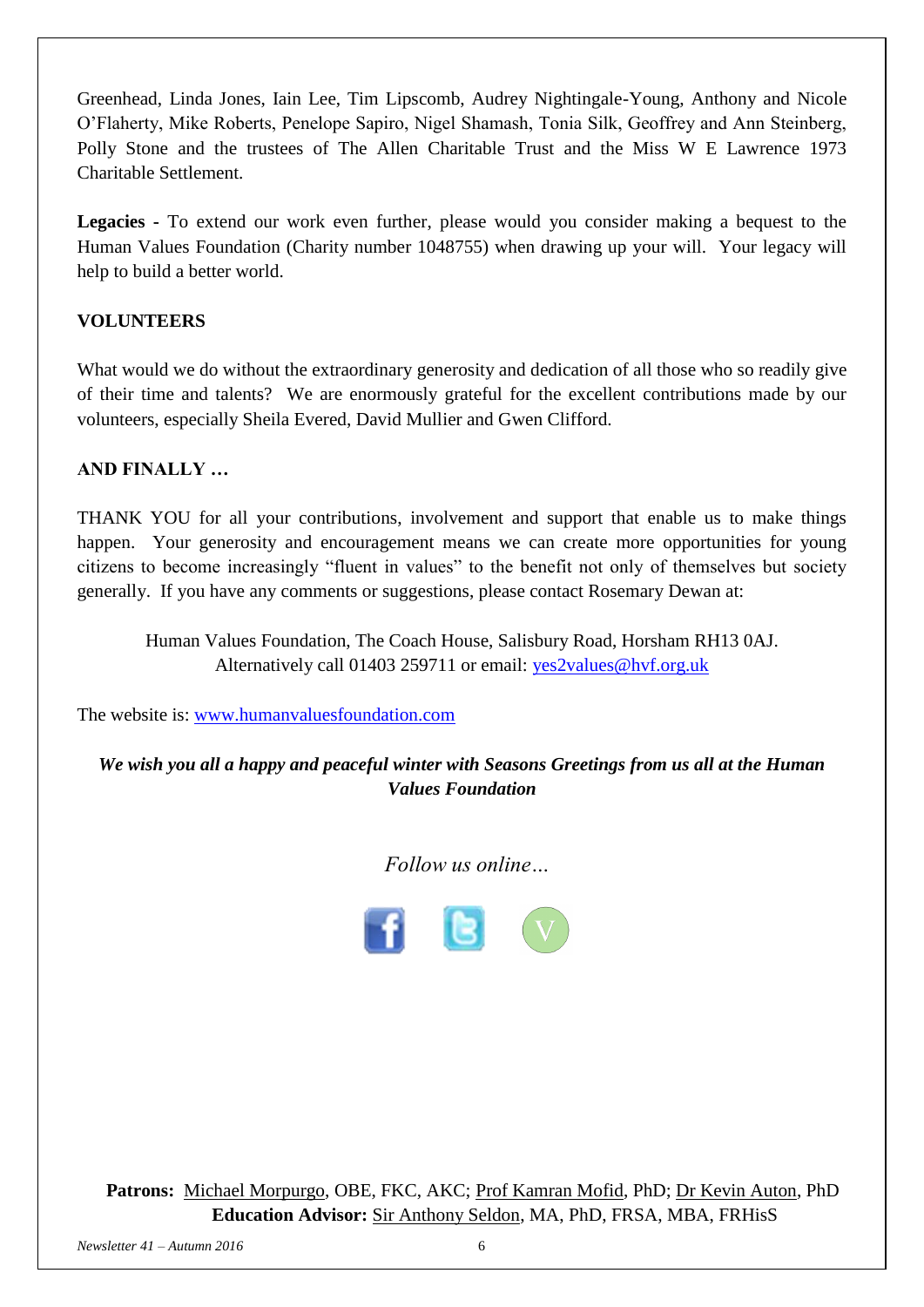Greenhead, Linda Jones, Iain Lee, Tim Lipscomb, Audrey Nightingale-Young, Anthony and Nicole O'Flaherty, Mike Roberts, Penelope Sapiro, Nigel Shamash, Tonia Silk, Geoffrey and Ann Steinberg, Polly Stone and the trustees of The Allen Charitable Trust and the Miss W E Lawrence 1973 Charitable Settlement.

**Legacies** - To extend our work even further, please would you consider making a bequest to the Human Values Foundation (Charity number 1048755) when drawing up your will. Your legacy will help to build a better world.

## VOLUNTEERS

What would we do without the extraordinary generosity and dedication of all those who so readily give of their time and talents? We are enormously grateful for the excellent contributions made by our volunteers, especially Sheila Evered, David Mullier and Gwen Clifford.

## AND FINALLY …

THANK YOU for all your contributions, involvement and support that enable us to make things happen. Your generosity and encouragement means we can create more opportunities for young citizens to become increasingly "fluent in values" to the benefit not only of themselves but society generally. If you have any comments or suggestions, please contact Rosemary Dewan at:

Human Values Foundation, The Coach House, Salisbury Road, Horsham RH13 0AJ.
Alternatively call 01403 259711 or email: yes2values@hvf.org.uk

The website is: www.humanvaluesfoundation.com

***We wish you all a happy and peaceful winter with Seasons Greetings from us all at the Human Values Foundation***

*Follow us online…*

**Patrons:** Michael Morpurgo, OBE, FKC, AKC; Prof Kamran Mofid, PhD; Dr Kevin Auton, PhD
**Education Advisor:** Sir Anthony Seldon, MA, PhD, FRSA, MBA, FRHisS